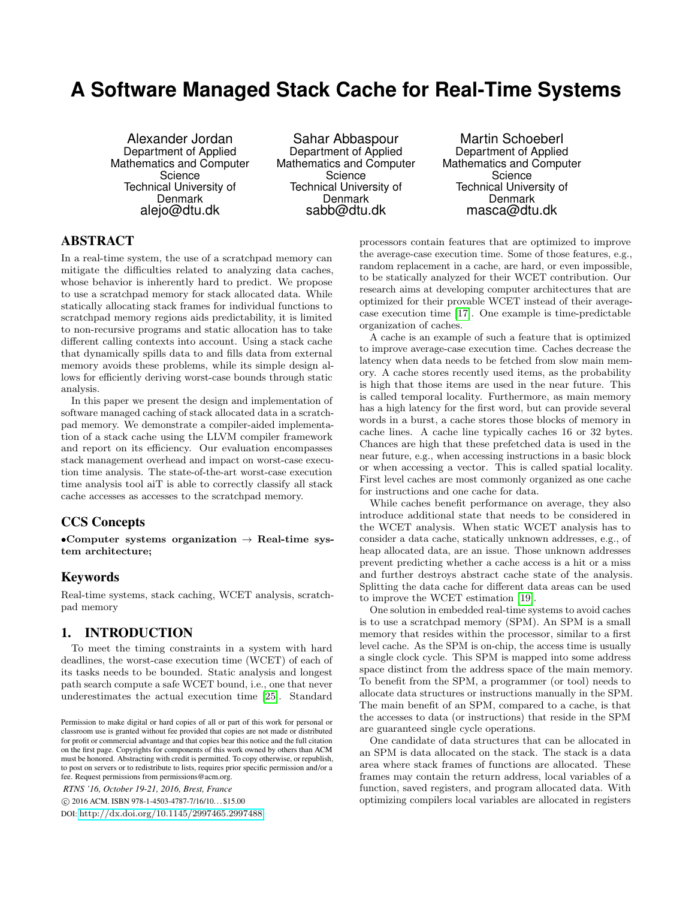# A Software Managed Stack Cache for Real-Time Systems

Alexander Jordan
Department of Applied Mathematics and Computer Science
Technical University of Denmark
alejo@dtu.dk

Sahar Abbaspour
Department of Applied Mathematics and Computer Science
Technical University of Denmark
sabb@dtu.dk

Martin Schoeberl
Department of Applied Mathematics and Computer Science
Technical University of Denmark
masca@dtu.dk

## ABSTRACT

In a real-time system, the use of a scratchpad memory can mitigate the difficulties related to analyzing data caches, whose behavior is inherently hard to predict. We propose to use a scratchpad memory for stack allocated data. While statically allocating stack frames for individual functions to scratchpad memory regions aids predictability, it is limited to non-recursive programs and static allocation has to take different calling contexts into account. Using a stack cache that dynamically spills data to and fills data from external memory avoids these problems, while its simple design allows for efficiently deriving worst-case bounds through static analysis.

In this paper we present the design and implementation of software managed caching of stack allocated data in a scratchpad memory. We demonstrate a compiler-aided implementation of a stack cache using the LLVM compiler framework and report on its efficiency. Our evaluation encompasses stack management overhead and impact on worst-case execution time analysis. The state-of-the-art worst-case execution time analysis tool aiT is able to correctly classify all stack cache accesses as accesses to the scratchpad memory.

## CCS Concepts

•**Computer systems organization** → **Real-time system architecture;**

## Keywords

Real-time systems, stack caching, WCET analysis, scratchpad memory

## 1. INTRODUCTION

To meet the timing constraints in a system with hard deadlines, the worst-case execution time (WCET) of each of its tasks needs to be bounded. Static analysis and longest path search compute a safe WCET bound, i.e., one that never underestimates the actual execution time [25]. Standard processors contain features that are optimized to improve the average-case execution time. Some of those features, e.g., random replacement in a cache, are hard, or even impossible, to be statically analyzed for their WCET contribution. Our research aims at developing computer architectures that are optimized for their provable WCET instead of their average-case execution time [17]. One example is time-predictable organization of caches.

A cache is an example of such a feature that is optimized to improve average-case execution time. Caches decrease the latency when data needs to be fetched from slow main memory. A cache stores recently used items, as the probability is high that those items are used in the near future. This is called temporal locality. Furthermore, as main memory has a high latency for the first word, but can provide several words in a burst, a cache stores those blocks of memory in cache lines. A cache line typically caches 16 or 32 bytes. Chances are high that these prefetched data is used in the near future, e.g., when accessing instructions in a basic block or when accessing a vector. This is called spatial locality. First level caches are most commonly organized as one cache for instructions and one cache for data.

While caches benefit performance on average, they also introduce additional state that needs to be considered in the WCET analysis. When static WCET analysis has to consider a data cache, statically unknown addresses, e.g., of heap allocated data, are an issue. Those unknown addresses prevent predicting whether a cache access is a hit or a miss and further destroys abstract cache state of the analysis. Splitting the data cache for different data areas can be used to improve the WCET estimation [19].

One solution in embedded real-time systems to avoid caches is to use a scratchpad memory (SPM). An SPM is a small memory that resides within the processor, similar to a first level cache. As the SPM is on-chip, the access time is usually a single clock cycle. This SPM is mapped into some address space distinct from the address space of the main memory. To benefit from the SPM, a programmer (or tool) needs to allocate data structures or instructions manually in the SPM. The main benefit of an SPM, compared to a cache, is that the accesses to data (or instructions) that reside in the SPM are guaranteed single cycle operations.

One candidate of data structures that can be allocated in an SPM is data allocated on the stack. The stack is a data area where stack frames of functions are allocated. These frames may contain the return address, local variables of a function, saved registers, and program allocated data. With optimizing compilers local variables are allocated in registers

Permission to make digital or hard copies of all or part of this work for personal or classroom use is granted without fee provided that copies are not made or distributed for profit or commercial advantage and that copies bear this notice and the full citation on the first page. Copyrights for components of this work owned by others than ACM must be honored. Abstracting with credit is permitted. To copy otherwise, or republish, to post on servers or to redistribute to lists, requires prior specific permission and/or a fee. Request permissions from permissions@acm.org.

*RTNS '16, October 19-21, 2016, Brest, France*
© 2016 ACM. ISBN 978-1-4503-4787-7/16/10...$15.00
DOI: http://dx.doi.org/10.1145/2997465.2997488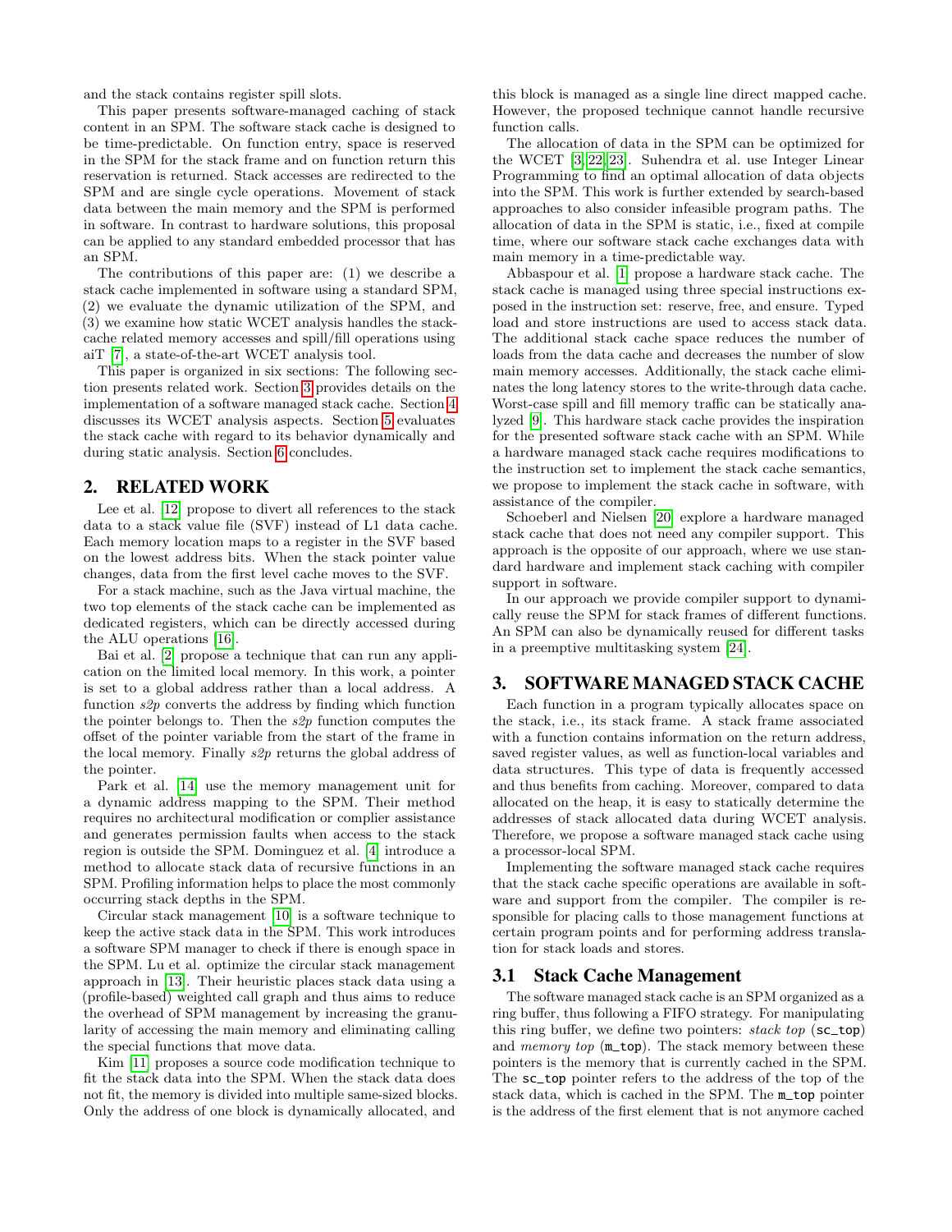and the stack contains register spill slots.

This paper presents software-managed caching of stack content in an SPM. The software stack cache is designed to be time-predictable. On function entry, space is reserved in the SPM for the stack frame and on function return this reservation is returned. Stack accesses are redirected to the SPM and are single cycle operations. Movement of stack data between the main memory and the SPM is performed in software. In contrast to hardware solutions, this proposal can be applied to any standard embedded processor that has an SPM.

The contributions of this paper are: (1) we describe a stack cache implemented in software using a standard SPM, (2) we evaluate the dynamic utilization of the SPM, and (3) we examine how static WCET analysis handles the stack-cache related memory accesses and spill/fill operations using aiT [7], a state-of-the-art WCET analysis tool.

This paper is organized in six sections: The following section presents related work. Section 3 provides details on the implementation of a software managed stack cache. Section 4 discusses its WCET analysis aspects. Section 5 evaluates the stack cache with regard to its behavior dynamically and during static analysis. Section 6 concludes.

## 2. RELATED WORK

Lee et al. [12] propose to divert all references to the stack data to a stack value file (SVF) instead of L1 data cache. Each memory location maps to a register in the SVF based on the lowest address bits. When the stack pointer value changes, data from the first level cache moves to the SVF.

For a stack machine, such as the Java virtual machine, the two top elements of the stack cache can be implemented as dedicated registers, which can be directly accessed during the ALU operations [16].

Bai et al. [2] propose a technique that can run any application on the limited local memory. In this work, a pointer is set to a global address rather than a local address. A function *s2p* converts the address by finding which function the pointer belongs to. Then the *s2p* function computes the offset of the pointer variable from the start of the frame in the local memory. Finally *s2p* returns the global address of the pointer.

Park et al. [14] use the memory management unit for a dynamic address mapping to the SPM. Their method requires no architectural modification or complier assistance and generates permission faults when access to the stack region is outside the SPM. Dominguez et al. [4] introduce a method to allocate stack data of recursive functions in an SPM. Profiling information helps to place the most commonly occurring stack depths in the SPM.

Circular stack management [10] is a software technique to keep the active stack data in the SPM. This work introduces a software SPM manager to check if there is enough space in the SPM. Lu et al. optimize the circular stack management approach in [13]. Their heuristic places stack data using a (profile-based) weighted call graph and thus aims to reduce the overhead of SPM management by increasing the granularity of accessing the main memory and eliminating calling the special functions that move data.

Kim [11] proposes a source code modification technique to fit the stack data into the SPM. When the stack data does not fit, the memory is divided into multiple same-sized blocks. Only the address of one block is dynamically allocated, and this block is managed as a single line direct mapped cache. However, the proposed technique cannot handle recursive function calls.

The allocation of data in the SPM can be optimized for the WCET [3, 22, 23]. Suhendra et al. use Integer Linear Programming to find an optimal allocation of data objects into the SPM. This work is further extended by search-based approaches to also consider infeasible program paths. The allocation of data in the SPM is static, i.e., fixed at compile time, where our software stack cache exchanges data with main memory in a time-predictable way.

Abbaspour et al. [1] propose a hardware stack cache. The stack cache is managed using three special instructions exposed in the instruction set: reserve, free, and ensure. Typed load and store instructions are used to access stack data. The additional stack cache space reduces the number of loads from the data cache and decreases the number of slow main memory accesses. Additionally, the stack cache eliminates the long latency stores to the write-through data cache. Worst-case spill and fill memory traffic can be statically analyzed [9]. This hardware stack cache provides the inspiration for the presented software stack cache with an SPM. While a hardware managed stack cache requires modifications to the instruction set to implement the stack cache semantics, we propose to implement the stack cache in software, with assistance of the compiler.

Schoeberl and Nielsen [20] explore a hardware managed stack cache that does not need any compiler support. This approach is the opposite of our approach, where we use standard hardware and implement stack caching with compiler support in software.

In our approach we provide compiler support to dynamically reuse the SPM for stack frames of different functions. An SPM can also be dynamically reused for different tasks in a preemptive multitasking system [24].

## 3. SOFTWARE MANAGED STACK CACHE

Each function in a program typically allocates space on the stack, i.e., its stack frame. A stack frame associated with a function contains information on the return address, saved register values, as well as function-local variables and data structures. This type of data is frequently accessed and thus benefits from caching. Moreover, compared to data allocated on the heap, it is easy to statically determine the addresses of stack allocated data during WCET analysis. Therefore, we propose a software managed stack cache using a processor-local SPM.

Implementing the software managed stack cache requires that the stack cache specific operations are available in software and support from the compiler. The compiler is responsible for placing calls to those management functions at certain program points and for performing address translation for stack loads and stores.

### 3.1 Stack Cache Management

The software managed stack cache is an SPM organized as a ring buffer, thus following a FIFO strategy. For manipulating this ring buffer, we define two pointers: *stack top* (`sc_top`) and *memory top* (`m_top`). The stack memory between these pointers is the memory that is currently cached in the SPM. The `sc_top` pointer refers to the address of the top of the stack data, which is cached in the SPM. The `m_top` pointer is the address of the first element that is not anymore cached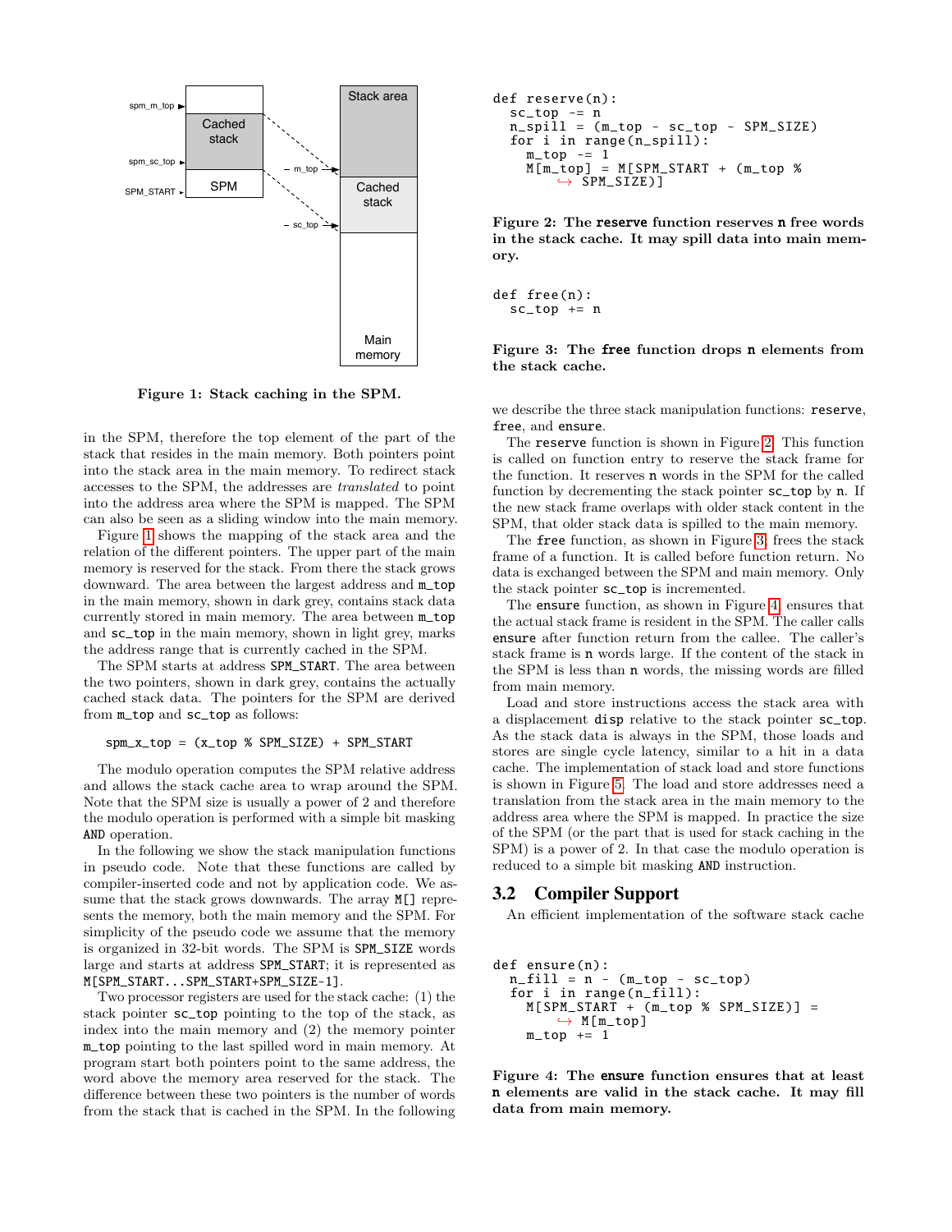spm_m_top

Cached stack

spm_sc_top

SPM

SPM_START

Stack area

m_top

Cached stack

sc_top

Main memory

**Figure 1: Stack caching in the SPM.**

in the SPM, therefore the top element of the part of the stack that resides in the main memory. Both pointers point into the stack area in the main memory. To redirect stack accesses to the SPM, the addresses are *translated* to point into the address area where the SPM is mapped. The SPM can also be seen as a sliding window into the main memory.

Figure 1 shows the mapping of the stack area and the relation of the different pointers. The upper part of the main memory is reserved for the stack. From there the stack grows downward. The area between the largest address and `m_top` in the main memory, shown in dark grey, contains stack data currently stored in main memory. The area between `m_top` and `sc_top` in the main memory, shown in light grey, marks the address range that is currently cached in the SPM.

The SPM starts at address `SPM_START`. The area between the two pointers, shown in dark grey, contains the actually cached stack data. The pointers for the SPM are derived from `m_top` and `sc_top` as follows:

```
spm_x_top = (x_top % SPM_SIZE) + SPM_START
```

The modulo operation computes the SPM relative address and allows the stack cache area to wrap around the SPM. Note that the SPM size is usually a power of 2 and therefore the modulo operation is performed with a simple bit masking `AND` operation.

In the following we show the stack manipulation functions in pseudo code. Note that these functions are called by compiler-inserted code and not by application code. We assume that the stack grows downwards. The array `M[]` represents the memory, both the main memory and the SPM. For simplicity of the pseudo code we assume that the memory is organized in 32-bit words. The SPM is `SPM_SIZE` words large and starts at address `SPM_START`; it is represented as `M[SPM_START...SPM_START+SPM_SIZE-1]`.

Two processor registers are used for the stack cache: (1) the stack pointer `sc_top` pointing to the top of the stack, as index into the main memory and (2) the memory pointer `m_top` pointing to the last spilled word in main memory. At program start both pointers point to the same address, the word above the memory area reserved for the stack. The difference between these two pointers is the number of words from the stack that is cached in the SPM. In the following we describe the three stack manipulation functions: `reserve`, `free`, and `ensure`.

```
def reserve(n):
  sc_top -= n
  n_spill = (m_top - sc_top - SPM_SIZE)
  for i in range(n_spill):
    m_top -= 1
    M[m_top] = M[SPM_START + (m_top %
        SPM_SIZE)]
```

**Figure 2: The `reserve` function reserves `n` free words in the stack cache. It may spill data into main memory.**

```
def free(n):
  sc_top += n
```

**Figure 3: The `free` function drops `n` elements from the stack cache.**

The `reserve` function is shown in Figure 2. This function is called on function entry to reserve the stack frame for the function. It reserves `n` words in the SPM for the called function by decrementing the stack pointer `sc_top` by `n`. If the new stack frame overlaps with older stack content in the SPM, that older stack data is spilled to the main memory.

The `free` function, as shown in Figure 3, frees the stack frame of a function. It is called before function return. No data is exchanged between the SPM and main memory. Only the stack pointer `sc_top` is incremented.

The `ensure` function, as shown in Figure 4, ensures that the actual stack frame is resident in the SPM. The caller calls `ensure` after function return from the callee. The caller's stack frame is `n` words large. If the content of the stack in the SPM is less than `n` words, the missing words are filled from main memory.

Load and store instructions access the stack area with a displacement `disp` relative to the stack pointer `sc_top`. As the stack data is always in the SPM, those loads and stores are single cycle latency, similar to a hit in a data cache. The implementation of stack load and store functions is shown in Figure 5. The load and store addresses need a translation from the stack area in the main memory to the address area where the SPM is mapped. In practice the size of the SPM (or the part that is used for stack caching in the SPM) is a power of 2. In that case the modulo operation is reduced to a simple bit masking `AND` instruction.

### 3.2 Compiler Support

An efficient implementation of the software stack cache

```
def ensure(n):
  n_fill = n - (m_top - sc_top)
  for i in range(n_fill):
    M[SPM_START + (m_top % SPM_SIZE)] =
        M[m_top]
    m_top += 1
```

**Figure 4: The `ensure` function ensures that at least `n` elements are valid in the stack cache. It may fill data from main memory.**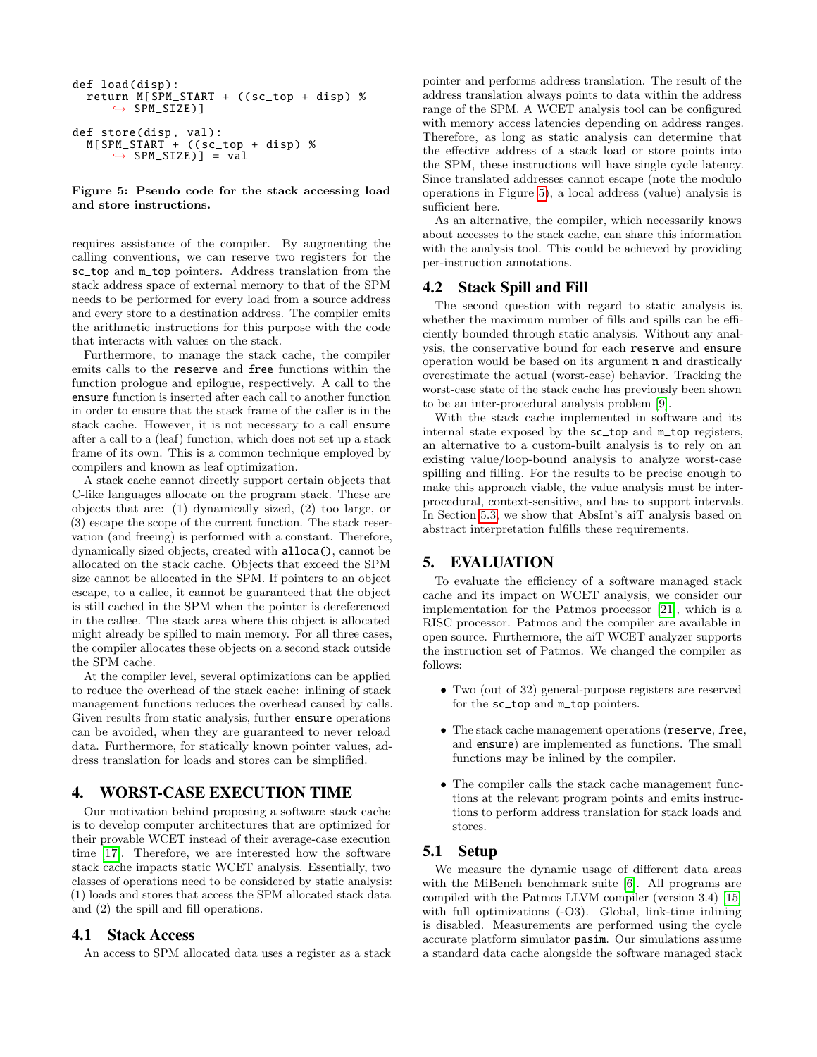```
def load(disp):
  return M[SPM_START + ((sc_top + disp) %
      SPM_SIZE)]

def store(disp, val):
  M[SPM_START + ((sc_top + disp) %
      SPM_SIZE)] = val
```

**Figure 5: Pseudo code for the stack accessing load and store instructions.**

requires assistance of the compiler. By augmenting the calling conventions, we can reserve two registers for the sc_top and m_top pointers. Address translation from the stack address space of external memory to that of the SPM needs to be performed for every load from a source address and every store to a destination address. The compiler emits the arithmetic instructions for this purpose with the code that interacts with values on the stack.

Furthermore, to manage the stack cache, the compiler emits calls to the reserve and free functions within the function prologue and epilogue, respectively. A call to the ensure function is inserted after each call to another function in order to ensure that the stack frame of the caller is in the stack cache. However, it is not necessary to a call ensure after a call to a (leaf) function, which does not set up a stack frame of its own. This is a common technique employed by compilers and known as leaf optimization.

A stack cache cannot directly support certain objects that C-like languages allocate on the program stack. These are objects that are: (1) dynamically sized, (2) too large, or (3) escape the scope of the current function. The stack reservation (and freeing) is performed with a constant. Therefore, dynamically sized objects, created with alloca(), cannot be allocated on the stack cache. Objects that exceed the SPM size cannot be allocated in the SPM. If pointers to an object escape, to a callee, it cannot be guaranteed that the object is still cached in the SPM when the pointer is dereferenced in the callee. The stack area where this object is allocated might already be spilled to main memory. For all three cases, the compiler allocates these objects on a second stack outside the SPM cache.

At the compiler level, several optimizations can be applied to reduce the overhead of the stack cache: inlining of stack management functions reduces the overhead caused by calls. Given results from static analysis, further ensure operations can be avoided, when they are guaranteed to never reload data. Furthermore, for statically known pointer values, address translation for loads and stores can be simplified.

# 4. WORST-CASE EXECUTION TIME

Our motivation behind proposing a software stack cache is to develop computer architectures that are optimized for their provable WCET instead of their average-case execution time [17]. Therefore, we are interested how the software stack cache impacts static WCET analysis. Essentially, two classes of operations need to be considered by static analysis: (1) loads and stores that access the SPM allocated stack data and (2) the spill and fill operations.

## 4.1 Stack Access

An access to SPM allocated data uses a register as a stack pointer and performs address translation. The result of the address translation always points to data within the address range of the SPM. A WCET analysis tool can be configured with memory access latencies depending on address ranges. Therefore, as long as static analysis can determine that the effective address of a stack load or store points into the SPM, these instructions will have single cycle latency. Since translated addresses cannot escape (note the modulo operations in Figure 5), a local address (value) analysis is sufficient here.

As an alternative, the compiler, which necessarily knows about accesses to the stack cache, can share this information with the analysis tool. This could be achieved by providing per-instruction annotations.

## 4.2 Stack Spill and Fill

The second question with regard to static analysis is, whether the maximum number of fills and spills can be efficiently bounded through static analysis. Without any analysis, the conservative bound for each reserve and ensure operation would be based on its argument n and drastically overestimate the actual (worst-case) behavior. Tracking the worst-case state of the stack cache has previously been shown to be an inter-procedural analysis problem [9].

With the stack cache implemented in software and its internal state exposed by the sc_top and m_top registers, an alternative to a custom-built analysis is to rely on an existing value/loop-bound analysis to analyze worst-case spilling and filling. For the results to be precise enough to make this approach viable, the value analysis must be inter-procedural, context-sensitive, and has to support intervals. In Section 5.3, we show that AbsInt's aiT analysis based on abstract interpretation fulfills these requirements.

# 5. EVALUATION

To evaluate the efficiency of a software managed stack cache and its impact on WCET analysis, we consider our implementation for the Patmos processor [21], which is a RISC processor. Patmos and the compiler are available in open source. Furthermore, the aiT WCET analyzer supports the instruction set of Patmos. We changed the compiler as follows:

- Two (out of 32) general-purpose registers are reserved for the sc_top and m_top pointers.
- The stack cache management operations (reserve, free, and ensure) are implemented as functions. The small functions may be inlined by the compiler.
- The compiler calls the stack cache management functions at the relevant program points and emits instructions to perform address translation for stack loads and stores.

## 5.1 Setup

We measure the dynamic usage of different data areas with the MiBench benchmark suite [6]. All programs are compiled with the Patmos LLVM compiler (version 3.4) [15] with full optimizations (-O3). Global, link-time inlining is disabled. Measurements are performed using the cycle accurate platform simulator pasim. Our simulations assume a standard data cache alongside the software managed stack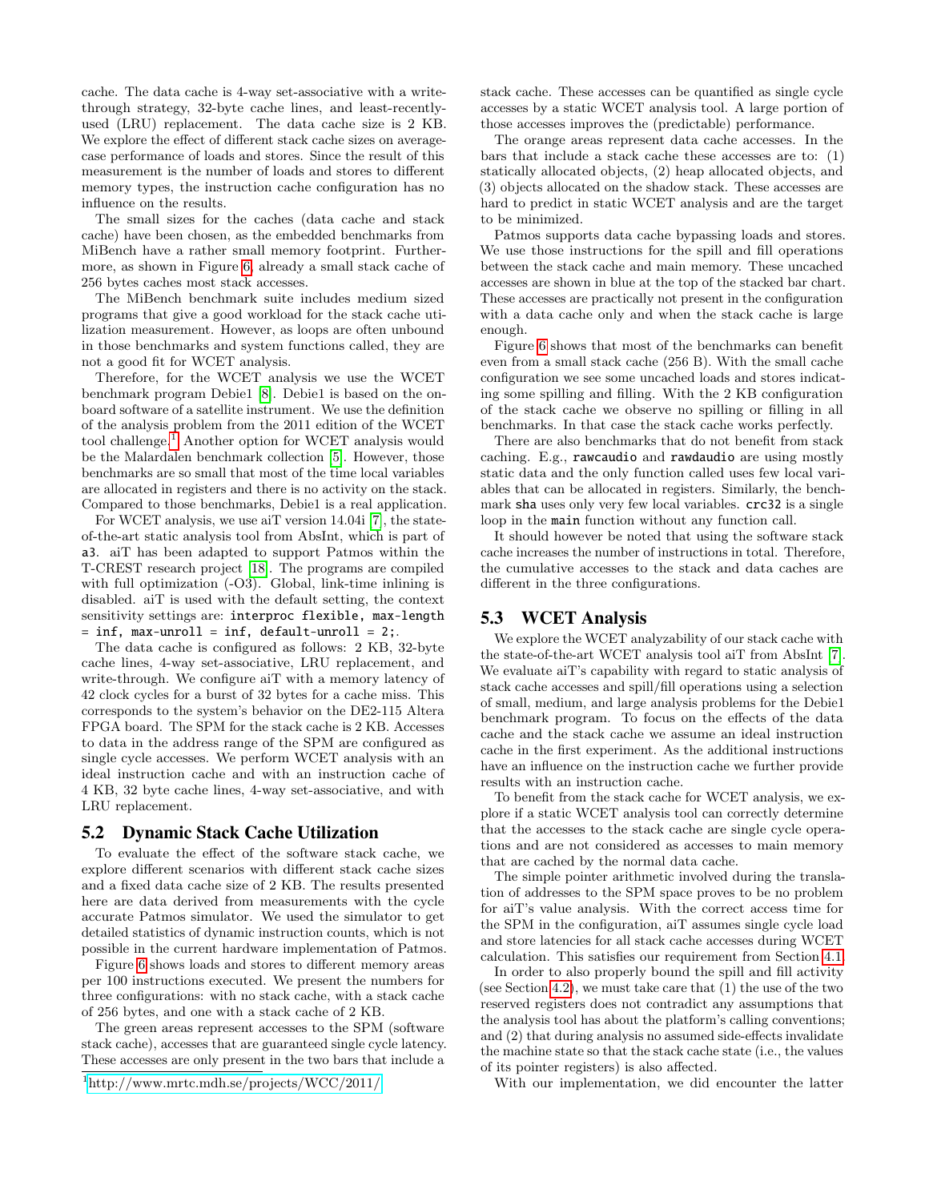cache. The data cache is 4-way set-associative with a write-through strategy, 32-byte cache lines, and least-recently-used (LRU) replacement. The data cache size is 2 KB. We explore the effect of different stack cache sizes on average-case performance of loads and stores. Since the result of this measurement is the number of loads and stores to different memory types, the instruction cache configuration has no influence on the results.

The small sizes for the caches (data cache and stack cache) have been chosen, as the embedded benchmarks from MiBench have a rather small memory footprint. Furthermore, as shown in Figure 6, already a small stack cache of 256 bytes caches most stack accesses.

The MiBench benchmark suite includes medium sized programs that give a good workload for the stack cache utilization measurement. However, as loops are often unbound in those benchmarks and system functions called, they are not a good fit for WCET analysis.

Therefore, for the WCET analysis we use the WCET benchmark program Debie1 [8]. Debie1 is based on the onboard software of a satellite instrument. We use the definition of the analysis problem from the 2011 edition of the WCET tool challenge.[1] Another option for WCET analysis would be the Malardalen benchmark collection [5]. However, those benchmarks are so small that most of the time local variables are allocated in registers and there is no activity on the stack. Compared to those benchmarks, Debie1 is a real application.

For WCET analysis, we use aiT version 14.04i [7], the state-of-the-art static analysis tool from AbsInt, which is part of `a3`. aiT has been adapted to support Patmos within the T-CREST research project [18]. The programs are compiled with full optimization (-O3). Global, link-time inlining is disabled. aiT is used with the default setting, the context sensitivity settings are: `interproc flexible, max-length = inf, max-unroll = inf, default-unroll = 2;`.

The data cache is configured as follows: 2 KB, 32-byte cache lines, 4-way set-associative, LRU replacement, and write-through. We configure aiT with a memory latency of 42 clock cycles for a burst of 32 bytes for a cache miss. This corresponds to the system's behavior on the DE2-115 Altera FPGA board. The SPM for the stack cache is 2 KB. Accesses to data in the address range of the SPM are configured as single cycle accesses. We perform WCET analysis with an ideal instruction cache and with an instruction cache of 4 KB, 32 byte cache lines, 4-way set-associative, and with LRU replacement.

## 5.2 Dynamic Stack Cache Utilization

To evaluate the effect of the software stack cache, we explore different scenarios with different stack cache sizes and a fixed data cache size of 2 KB. The results presented here are data derived from measurements with the cycle accurate Patmos simulator. We used the simulator to get detailed statistics of dynamic instruction counts, which is not possible in the current hardware implementation of Patmos.

Figure 6 shows loads and stores to different memory areas per 100 instructions executed. We present the numbers for three configurations: with no stack cache, with a stack cache of 256 bytes, and one with a stack cache of 2 KB.

The green areas represent accesses to the SPM (software stack cache), accesses that are guaranteed single cycle latency. These accesses are only present in the two bars that include a stack cache. These accesses can be quantified as single cycle accesses by a static WCET analysis tool. A large portion of those accesses improves the (predictable) performance.

The orange areas represent data cache accesses. In the bars that include a stack cache these accesses are to: (1) statically allocated objects, (2) heap allocated objects, and (3) objects allocated on the shadow stack. These accesses are hard to predict in static WCET analysis and are the target to be minimized.

Patmos supports data cache bypassing loads and stores. We use those instructions for the spill and fill operations between the stack cache and main memory. These uncached accesses are shown in blue at the top of the stacked bar chart. These accesses are practically not present in the configuration with a data cache only and when the stack cache is large enough.

Figure 6 shows that most of the benchmarks can benefit even from a small stack cache (256 B). With the small cache configuration we see some uncached loads and stores indicating some spilling and filling. With the 2 KB configuration of the stack cache we observe no spilling or filling in all benchmarks. In that case the stack cache works perfectly.

There are also benchmarks that do not benefit from stack caching. E.g., `rawcaudio` and `rawdaudio` are using mostly static data and the only function called uses few local variables that can be allocated in registers. Similarly, the benchmark `sha` uses only very few local variables. `crc32` is a single loop in the `main` function without any function call.

It should however be noted that using the software stack cache increases the number of instructions in total. Therefore, the cumulative accesses to the stack and data caches are different in the three configurations.

## 5.3 WCET Analysis

We explore the WCET analyzability of our stack cache with the state-of-the-art WCET analysis tool aiT from AbsInt [7]. We evaluate aiT's capability with regard to static analysis of stack cache accesses and spill/fill operations using a selection of small, medium, and large analysis problems for the Debie1 benchmark program. To focus on the effects of the data cache and the stack cache we assume an ideal instruction cache in the first experiment. As the additional instructions have an influence on the instruction cache we further provide results with an instruction cache.

To benefit from the stack cache for WCET analysis, we explore if a static WCET analysis tool can correctly determine that the accesses to the stack cache are single cycle operations and are not considered as accesses to main memory that are cached by the normal data cache.

The simple pointer arithmetic involved during the translation of addresses to the SPM space proves to be no problem for aiT's value analysis. With the correct access time for the SPM in the configuration, aiT assumes single cycle load and store latencies for all stack cache accesses during WCET calculation. This satisfies our requirement from Section 4.1.

In order to also properly bound the spill and fill activity (see Section 4.2), we must take care that (1) the use of the two reserved registers does not contradict any assumptions that the analysis tool has about the platform's calling conventions; and (2) that during analysis no assumed side-effects invalidate the machine state so that the stack cache state (i.e., the values of its pointer registers) is also affected.

With our implementation, we did encounter the latter

[1] http://www.mrtc.mdh.se/projects/WCC/2011/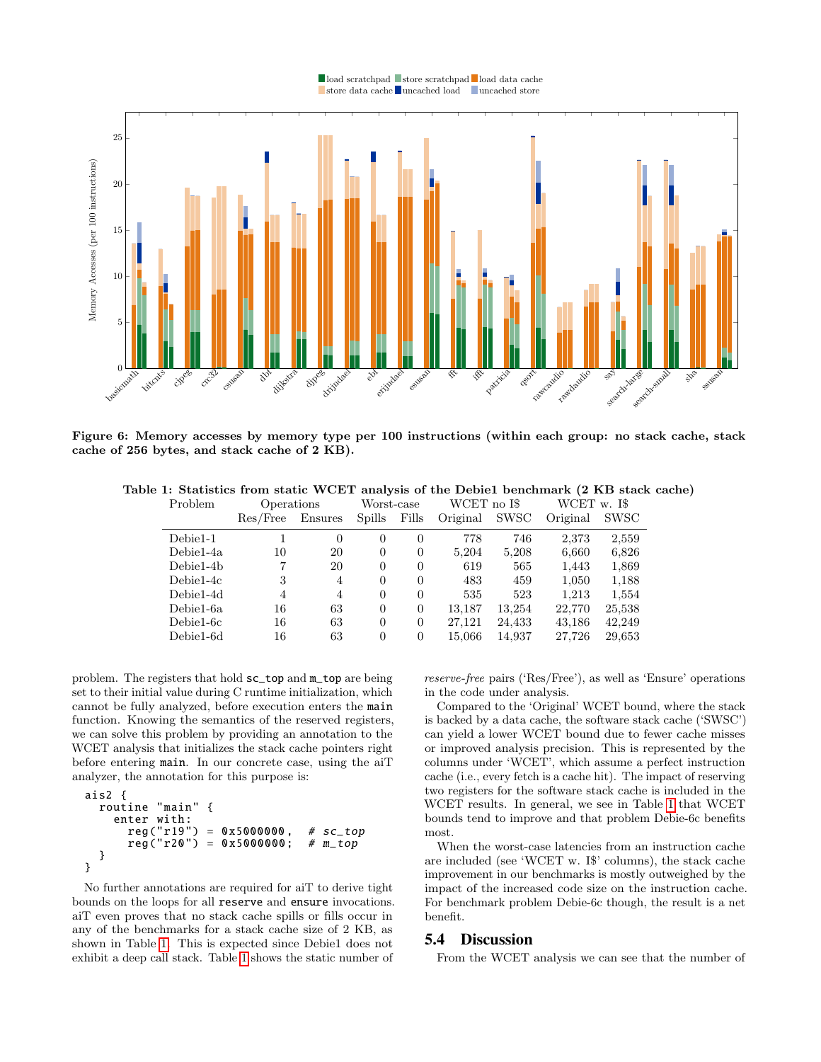load scratchpad
store scratchpad
load data cache
store data cache
uncached load
uncached store

Memory Accesses (per 100 instructions)

0
5
10
15
20
25

basicmath
bitcnts
cjpeg
crc32
csusan
dbf
dijkstra
djpeg
drijndael
ebf
erijndael
esusan
fft
ifft
patricia
qsort
rawcaudio
rawdaudio
say
search-large
search-small
sha
ssusan

**Figure 6: Memory accesses by memory type per 100 instructions (within each group: no stack cache, stack cache of 256 bytes, and stack cache of 2 KB).**

**Table 1: Statistics from static WCET analysis of the Debie1 benchmark (2 KB stack cache)**

| Problem | Operations | | Worst-case | | WCET no I$ | | WCET w. I$ | |
|---|---|---|---|---|---|---|---|---|
| | Res/Free | Ensures | Spills | Fills | Original | SWSC | Original | SWSC |
| Debie1-1 | 1 | 0 | 0 | 0 | 778 | 746 | 2,373 | 2,559 |
| Debie1-4a | 10 | 20 | 0 | 0 | 5,204 | 5,208 | 6,660 | 6,826 |
| Debie1-4b | 7 | 20 | 0 | 0 | 619 | 565 | 1,443 | 1,869 |
| Debie1-4c | 3 | 4 | 0 | 0 | 483 | 459 | 1,050 | 1,188 |
| Debie1-4d | 4 | 4 | 0 | 0 | 535 | 523 | 1,213 | 1,554 |
| Debie1-6a | 16 | 63 | 0 | 0 | 13,187 | 13,254 | 22,770 | 25,538 |
| Debie1-6c | 16 | 63 | 0 | 0 | 27,121 | 24,433 | 43,186 | 42,249 |
| Debie1-6d | 16 | 63 | 0 | 0 | 15,066 | 14,937 | 27,726 | 29,653 |

problem. The registers that hold `sc_top` and `m_top` are being set to their initial value during C runtime initialization, which cannot be fully analyzed, before execution enters the `main` function. Knowing the semantics of the reserved registers, we can solve this problem by providing an annotation to the WCET analysis that initializes the stack cache pointers right before entering `main`. In our concrete case, using the aiT analyzer, the annotation for this purpose is:

```
ais2 {
  routine "main" {
    enter with:
      reg("r19") = 0x5000000,  # sc_top
      reg("r20") = 0x5000000;  # m_top
  }
}
```

No further annotations are required for aiT to derive tight bounds on the loops for all `reserve` and `ensure` invocations. aiT even proves that no stack cache spills or fills occur in any of the benchmarks for a stack cache size of 2 KB, as shown in Table 1. This is expected since Debie1 does not exhibit a deep call stack. Table 1 shows the static number of *reserve-free* pairs ('Res/Free'), as well as 'Ensure' operations in the code under analysis.

Compared to the 'Original' WCET bound, where the stack is backed by a data cache, the software stack cache ('SWSC') can yield a lower WCET bound due to fewer cache misses or improved analysis precision. This is represented by the columns under 'WCET', which assume a perfect instruction cache (i.e., every fetch is a cache hit). The impact of reserving two registers for the software stack cache is included in the WCET results. In general, we see in Table 1 that WCET bounds tend to improve and that problem Debie-6c benefits most.

When the worst-case latencies from an instruction cache are included (see 'WCET w. I$' columns), the stack cache improvement in our benchmarks is mostly outweighed by the impact of the increased code size on the instruction cache. For benchmark problem Debie-6c though, the result is a net benefit.

## 5.4 Discussion

From the WCET analysis we can see that the number of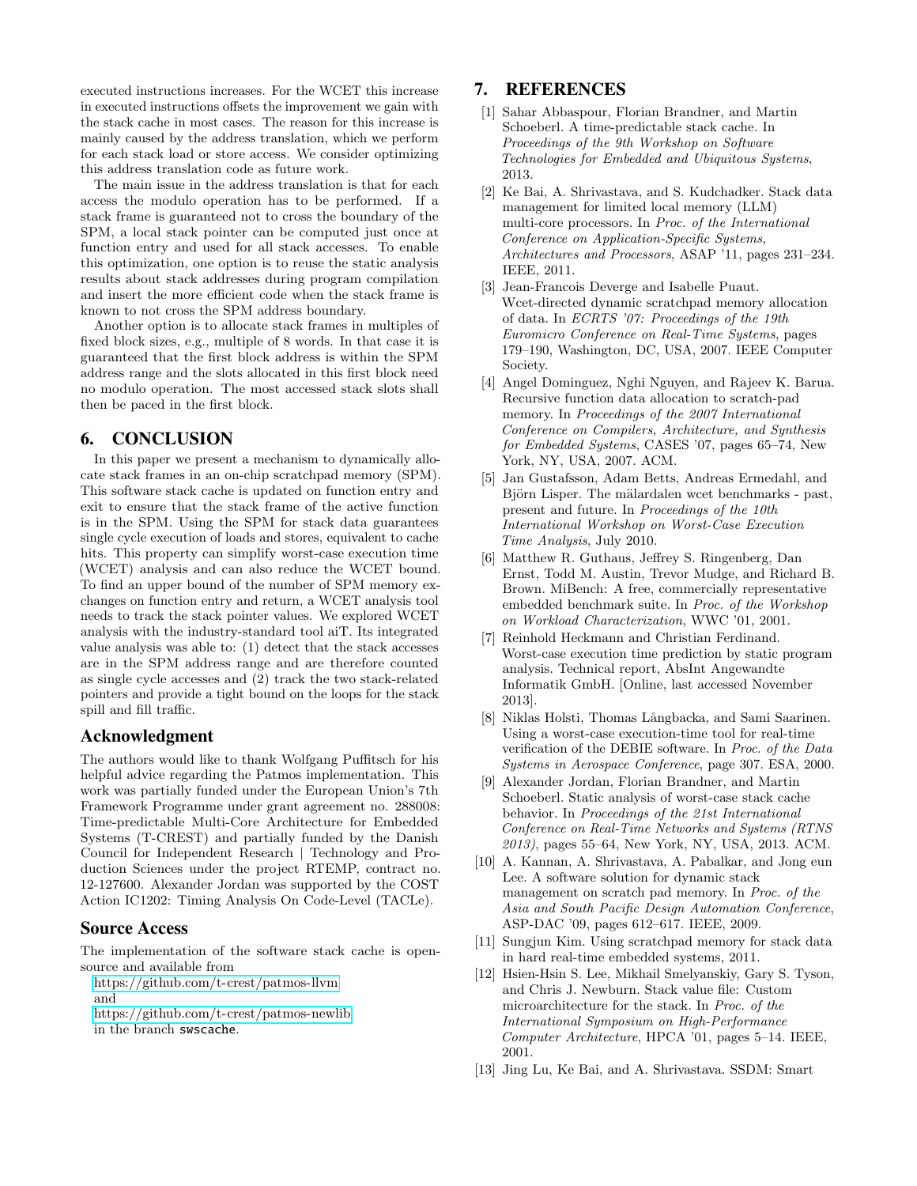executed instructions increases. For the WCET this increase in executed instructions offsets the improvement we gain with the stack cache in most cases. The reason for this increase is mainly caused by the address translation, which we perform for each stack load or store access. We consider optimizing this address translation code as future work.

The main issue in the address translation is that for each access the modulo operation has to be performed. If a stack frame is guaranteed not to cross the boundary of the SPM, a local stack pointer can be computed just once at function entry and used for all stack accesses. To enable this optimization, one option is to reuse the static analysis results about stack addresses during program compilation and insert the more efficient code when the stack frame is known to not cross the SPM address boundary.

Another option is to allocate stack frames in multiples of fixed block sizes, e.g., multiple of 8 words. In that case it is guaranteed that the first block address is within the SPM address range and the slots allocated in this first block need no modulo operation. The most accessed stack slots shall then be paced in the first block.

## 6. CONCLUSION

In this paper we present a mechanism to dynamically allocate stack frames in an on-chip scratchpad memory (SPM). This software stack cache is updated on function entry and exit to ensure that the stack frame of the active function is in the SPM. Using the SPM for stack data guarantees single cycle execution of loads and stores, equivalent to cache hits. This property can simplify worst-case execution time (WCET) analysis and can also reduce the WCET bound. To find an upper bound of the number of SPM memory exchanges on function entry and return, a WCET analysis tool needs to track the stack pointer values. We explored WCET analysis with the industry-standard tool aiT. Its integrated value analysis was able to: (1) detect that the stack accesses are in the SPM address range and are therefore counted as single cycle accesses and (2) track the two stack-related pointers and provide a tight bound on the loops for the stack spill and fill traffic.

## Acknowledgment

The authors would like to thank Wolfgang Puffitsch for his helpful advice regarding the Patmos implementation. This work was partially funded under the European Union's 7th Framework Programme under grant agreement no. 288008: Time-predictable Multi-Core Architecture for Embedded Systems (T-CREST) and partially funded by the Danish Council for Independent Research | Technology and Production Sciences under the project RTEMP, contract no. 12-127600. Alexander Jordan was supported by the COST Action IC1202: Timing Analysis On Code-Level (TACLe).

## Source Access

The implementation of the software stack cache is open-source and available from
https://github.com/t-crest/patmos-llvm
and
https://github.com/t-crest/patmos-newlib
in the branch `swscache`.

## 7. REFERENCES

[1] Sahar Abbaspour, Florian Brandner, and Martin Schoeberl. A time-predictable stack cache. In *Proceedings of the 9th Workshop on Software Technologies for Embedded and Ubiquitous Systems*, 2013.

[2] Ke Bai, A. Shrivastava, and S. Kudchadker. Stack data management for limited local memory (LLM) multi-core processors. In *Proc. of the International Conference on Application-Specific Systems, Architectures and Processors*, ASAP '11, pages 231–234. IEEE, 2011.

[3] Jean-Francois Deverge and Isabelle Puaut. Wcet-directed dynamic scratchpad memory allocation of data. In *ECRTS '07: Proceedings of the 19th Euromicro Conference on Real-Time Systems*, pages 179–190, Washington, DC, USA, 2007. IEEE Computer Society.

[4] Angel Dominguez, Nghi Nguyen, and Rajeev K. Barua. Recursive function data allocation to scratch-pad memory. In *Proceedings of the 2007 International Conference on Compilers, Architecture, and Synthesis for Embedded Systems*, CASES '07, pages 65–74, New York, NY, USA, 2007. ACM.

[5] Jan Gustafsson, Adam Betts, Andreas Ermedahl, and Björn Lisper. The mälardalen wcet benchmarks - past, present and future. In *Proceedings of the 10th International Workshop on Worst-Case Execution Time Analysis*, July 2010.

[6] Matthew R. Guthaus, Jeffrey S. Ringenberg, Dan Ernst, Todd M. Austin, Trevor Mudge, and Richard B. Brown. MiBench: A free, commercially representative embedded benchmark suite. In *Proc. of the Workshop on Workload Characterization*, WWC '01, 2001.

[7] Reinhold Heckmann and Christian Ferdinand. Worst-case execution time prediction by static program analysis. Technical report, AbsInt Angewandte Informatik GmbH. [Online, last accessed November 2013].

[8] Niklas Holsti, Thomas Långbacka, and Sami Saarinen. Using a worst-case execution-time tool for real-time verification of the DEBIE software. In *Proc. of the Data Systems in Aerospace Conference*, page 307. ESA, 2000.

[9] Alexander Jordan, Florian Brandner, and Martin Schoeberl. Static analysis of worst-case stack cache behavior. In *Proceedings of the 21st International Conference on Real-Time Networks and Systems (RTNS 2013)*, pages 55–64, New York, NY, USA, 2013. ACM.

[10] A. Kannan, A. Shrivastava, A. Pabalkar, and Jong eun Lee. A software solution for dynamic stack management on scratch pad memory. In *Proc. of the Asia and South Pacific Design Automation Conference*, ASP-DAC '09, pages 612–617. IEEE, 2009.

[11] Sungjun Kim. Using scratchpad memory for stack data in hard real-time embedded systems, 2011.

[12] Hsien-Hsin S. Lee, Mikhail Smelyanskiy, Gary S. Tyson, and Chris J. Newburn. Stack value file: Custom microarchitecture for the stack. In *Proc. of the International Symposium on High-Performance Computer Architecture*, HPCA '01, pages 5–14. IEEE, 2001.

[13] Jing Lu, Ke Bai, and A. Shrivastava. SSDM: Smart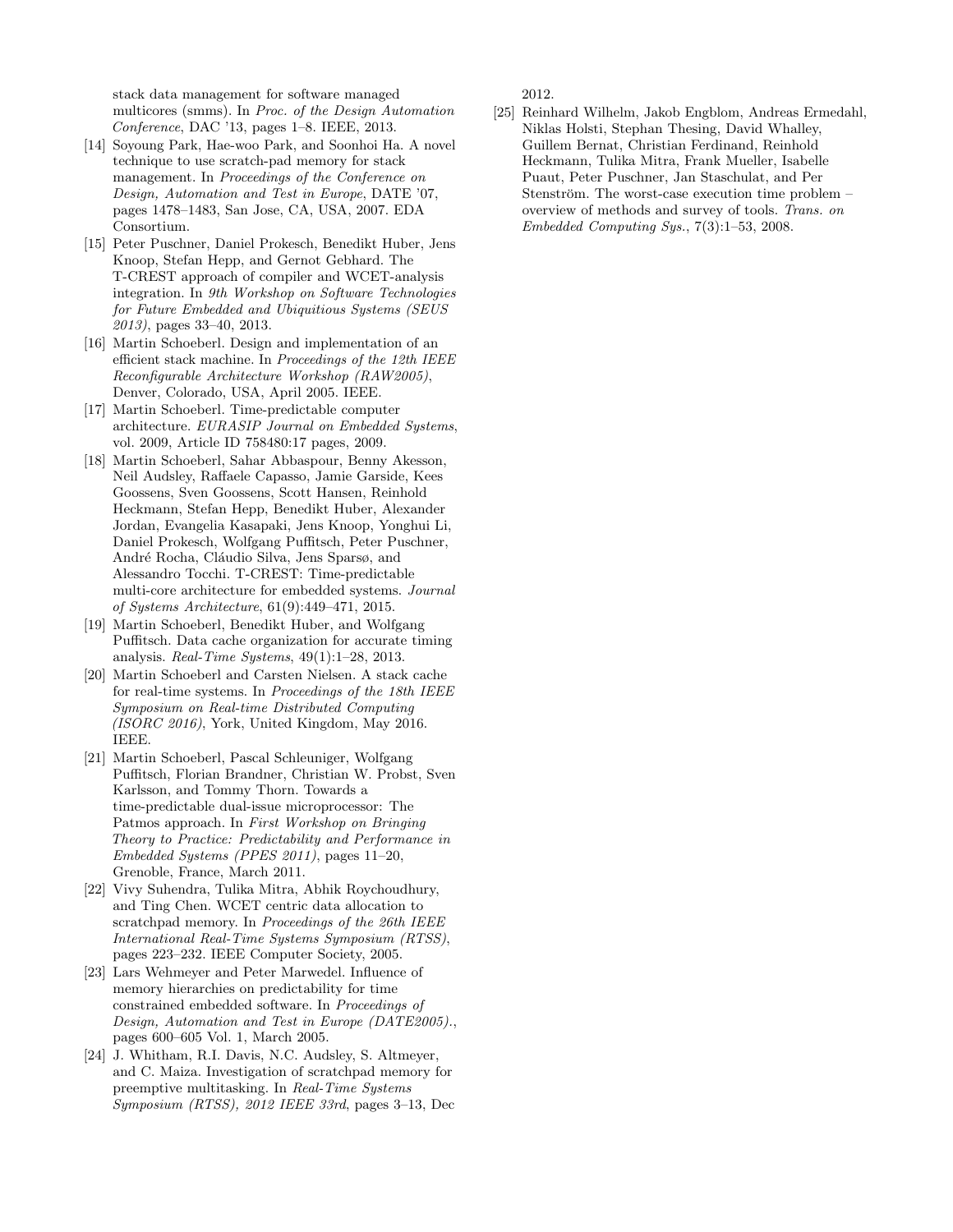stack data management for software managed multicores (smms). In *Proc. of the Design Automation Conference*, DAC '13, pages 1–8. IEEE, 2013.

[14] Soyoung Park, Hae-woo Park, and Soonhoi Ha. A novel technique to use scratch-pad memory for stack management. In *Proceedings of the Conference on Design, Automation and Test in Europe*, DATE '07, pages 1478–1483, San Jose, CA, USA, 2007. EDA Consortium.

[15] Peter Puschner, Daniel Prokesch, Benedikt Huber, Jens Knoop, Stefan Hepp, and Gernot Gebhard. The T-CREST approach of compiler and WCET-analysis integration. In *9th Workshop on Software Technologies for Future Embedded and Ubiquitious Systems (SEUS 2013)*, pages 33–40, 2013.

[16] Martin Schoeberl. Design and implementation of an efficient stack machine. In *Proceedings of the 12th IEEE Reconfigurable Architecture Workshop (RAW2005)*, Denver, Colorado, USA, April 2005. IEEE.

[17] Martin Schoeberl. Time-predictable computer architecture. *EURASIP Journal on Embedded Systems*, vol. 2009, Article ID 758480:17 pages, 2009.

[18] Martin Schoeberl, Sahar Abbaspour, Benny Akesson, Neil Audsley, Raffaele Capasso, Jamie Garside, Kees Goossens, Sven Goossens, Scott Hansen, Reinhold Heckmann, Stefan Hepp, Benedikt Huber, Alexander Jordan, Evangelia Kasapaki, Jens Knoop, Yonghui Li, Daniel Prokesch, Wolfgang Puffitsch, Peter Puschner, André Rocha, Cláudio Silva, Jens Sparsø, and Alessandro Tocchi. T-CREST: Time-predictable multi-core architecture for embedded systems. *Journal of Systems Architecture*, 61(9):449–471, 2015.

[19] Martin Schoeberl, Benedikt Huber, and Wolfgang Puffitsch. Data cache organization for accurate timing analysis. *Real-Time Systems*, 49(1):1–28, 2013.

[20] Martin Schoeberl and Carsten Nielsen. A stack cache for real-time systems. In *Proceedings of the 18th IEEE Symposium on Real-time Distributed Computing (ISORC 2016)*, York, United Kingdom, May 2016. IEEE.

[21] Martin Schoeberl, Pascal Schleuniger, Wolfgang Puffitsch, Florian Brandner, Christian W. Probst, Sven Karlsson, and Tommy Thorn. Towards a time-predictable dual-issue microprocessor: The Patmos approach. In *First Workshop on Bringing Theory to Practice: Predictability and Performance in Embedded Systems (PPES 2011)*, pages 11–20, Grenoble, France, March 2011.

[22] Vivy Suhendra, Tulika Mitra, Abhik Roychoudhury, and Ting Chen. WCET centric data allocation to scratchpad memory. In *Proceedings of the 26th IEEE International Real-Time Systems Symposium (RTSS)*, pages 223–232. IEEE Computer Society, 2005.

[23] Lars Wehmeyer and Peter Marwedel. Influence of memory hierarchies on predictability for time constrained embedded software. In *Proceedings of Design, Automation and Test in Europe (DATE2005).*, pages 600–605 Vol. 1, March 2005.

[24] J. Whitham, R.I. Davis, N.C. Audsley, S. Altmeyer, and C. Maiza. Investigation of scratchpad memory for preemptive multitasking. In *Real-Time Systems Symposium (RTSS), 2012 IEEE 33rd*, pages 3–13, Dec 2012.

[25] Reinhard Wilhelm, Jakob Engblom, Andreas Ermedahl, Niklas Holsti, Stephan Thesing, David Whalley, Guillem Bernat, Christian Ferdinand, Reinhold Heckmann, Tulika Mitra, Frank Mueller, Isabelle Puaut, Peter Puschner, Jan Staschulat, and Per Stenström. The worst-case execution time problem – overview of methods and survey of tools. *Trans. on Embedded Computing Sys.*, 7(3):1–53, 2008.